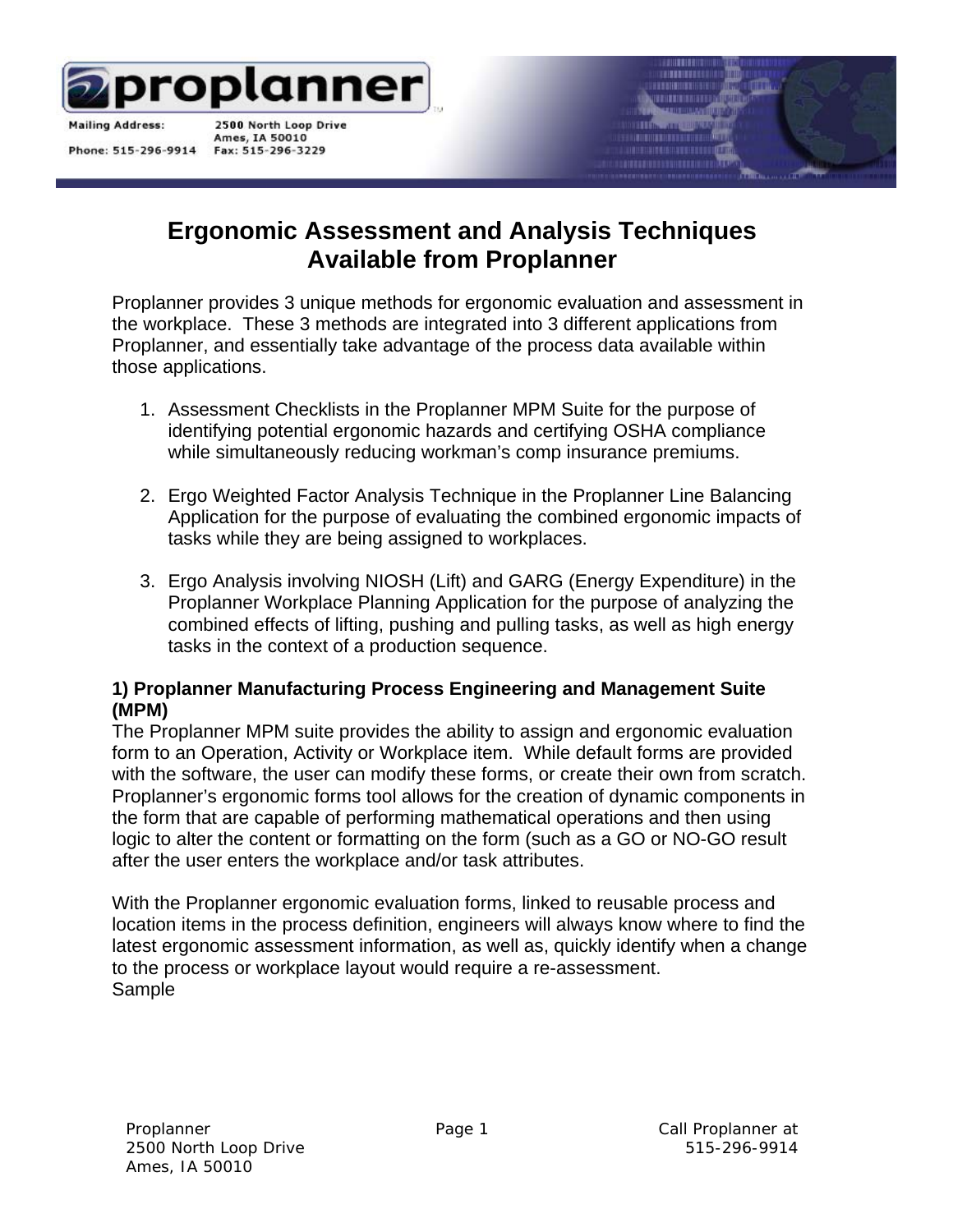Mailing Address: 2500 North Loop Drive
Ames, IA 50010
Phone: 515-296-9914 Fax: 515-296-3229

# Ergonomic Assessment and Analysis Techniques Available from Proplanner

Proplanner provides 3 unique methods for ergonomic evaluation and assessment in the workplace. These 3 methods are integrated into 3 different applications from Proplanner, and essentially take advantage of the process data available within those applications.

1. Assessment Checklists in the Proplanner MPM Suite for the purpose of identifying potential ergonomic hazards and certifying OSHA compliance while simultaneously reducing workman's comp insurance premiums.

2. Ergo Weighted Factor Analysis Technique in the Proplanner Line Balancing Application for the purpose of evaluating the combined ergonomic impacts of tasks while they are being assigned to workplaces.

3. Ergo Analysis involving NIOSH (Lift) and GARG (Energy Expenditure) in the Proplanner Workplace Planning Application for the purpose of analyzing the combined effects of lifting, pushing and pulling tasks, as well as high energy tasks in the context of a production sequence.

**1) Proplanner Manufacturing Process Engineering and Management Suite (MPM)**

The Proplanner MPM suite provides the ability to assign and ergonomic evaluation form to an Operation, Activity or Workplace item. While default forms are provided with the software, the user can modify these forms, or create their own from scratch. Proplanner's ergonomic forms tool allows for the creation of dynamic components in the form that are capable of performing mathematical operations and then using logic to alter the content or formatting on the form (such as a GO or NO-GO result after the user enters the workplace and/or task attributes.

With the Proplanner ergonomic evaluation forms, linked to reusable process and location items in the process definition, engineers will always know where to find the latest ergonomic assessment information, as well as, quickly identify when a change to the process or workplace layout would require a re-assessment.
Sample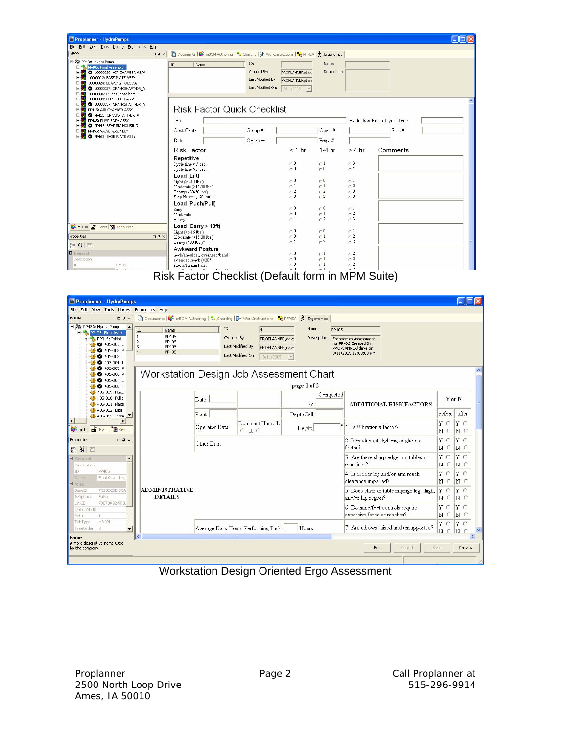Risk Factor Checklist (Default form in MPM Suite)

Workstation Design Oriented Ergo Assessment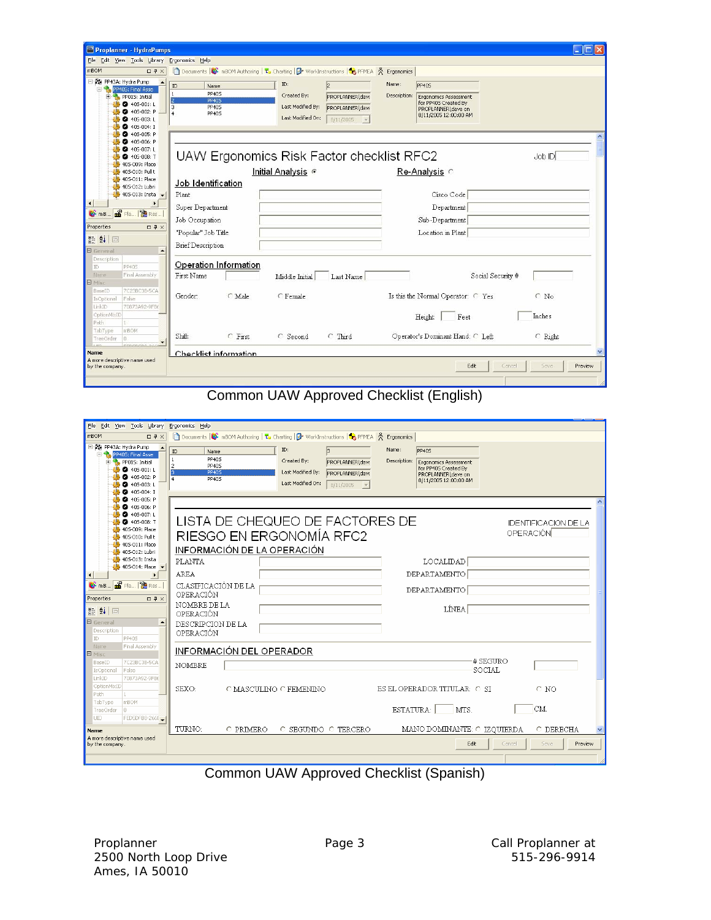Proplanner - HydraPumps

File Edit View Tools Library Ergonomics Help

mBOM

Documents | mBOM Authoring | Charting | WorkInstructions | PFMEA | Ergonomics

| ID | Name |
|---|---|
| 1 | PP405 |
| 2 | PP405 |
| 3 | PP405 |
| 4 | PP405 |

ID: 2
Created By: PROPLANNER\dave
Last Modified By: PROPLANNER\dave
Last Modified On: 8/11/2005

Name: PP405
Description: Ergonomics Assessment for PP405 Created By PROPLANNER\dave on 8/11/2005 12:00:00 AM

UAW Ergonomics Risk Factor checklist RFC2 — Job ID

Initial Analysis ◉ Re-Analysis ○

**Job Identification**

Plant / Cisco Code
Super Department / Department
Job Occupation / Sub-Department
"Popular" Job Title / Location in Plant
Brief Description

**Operation Information**

First Name / Middle Initial / Last Name / Social Security #
Gender: ○ Male ○ Female / Is this the Normal Operator: ○ Yes ○ No
Height: Feet Inches
Shift: ○ First ○ Second ○ Third / Operator's Dominant Hand: ○ Left ○ Right

Checklist information

Edit Cancel Save Preview

Common UAW Approved Checklist (English)

File Edit View Tools Library Ergonomics Help

mBOM

Documents | mBOM Authoring | Charting | WorkInstructions | PFMEA | Ergonomics

| ID | Name |
|---|---|
| 1 | PP405 |
| 2 | PP405 |
| 3 | PP405 |
| 4 | PP405 |

ID: 3
Created By: PROPLANNER\dave
Last Modified By: PROPLANNER\dave
Last Modified On: 8/11/2005

Name: PP405
Description: Ergonomics Assessment for PP405 Created By PROPLANNER\dave on 8/11/2005 12:00:00 AM

LISTA DE CHEQUEO DE FACTORES DE RIESGO EN ERGONOMÍA RFC2 — IDENTIFICACION DE LA OPERACIÓN

**INFORMACIÓN DE LA OPERACIÓN**

PLANTA / LOCALIDAD
AREA / DEPARTAMENTO
CLASIFICACIÓN DE LA OPERACIÓN / DEPARTAMENTO
NOMBRE DE LA OPERACIÓN / LÍNEA
DESCRIPCION DE LA OPERACIÓN

**INFORMACIÓN DEL OPERADOR**

NOMBRE / # SEGURO SOCIAL
SEXO: ○ MASCULINO ○ FEMENINO / ES EL OPERADOR TITULAR: ○ SI ○ NO
ESTATURA: MTS. CM.
TURNO: ○ PRIMERO ○ SEGUNDO ○ TERCERO / MANO DOMINANTE: ○ IZQUIERDA ○ DERECHA

Edit Cancel Save Preview

Common UAW Approved Checklist (Spanish)

Proplanner
2500 North Loop Drive
Ames, IA 50010

Call Proplanner at
515-296-9914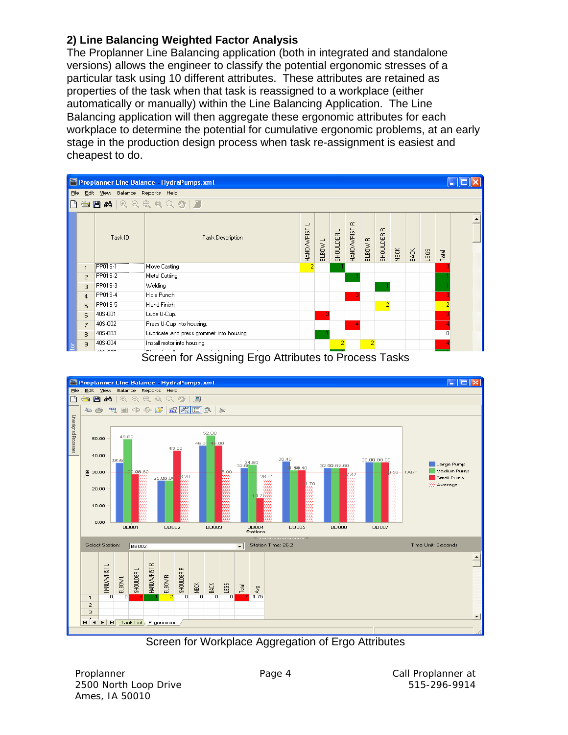## 2) Line Balancing Weighted Factor Analysis

The Proplanner Line Balancing application (both in integrated and standalone versions) allows the engineer to classify the potential ergonomic stresses of a particular task using 10 different attributes. These attributes are retained as properties of the task when that task is reassigned to a workplace (either automatically or manually) within the Line Balancing Application. The Line Balancing application will then aggregate these ergonomic attributes for each workplace to determine the potential for cumulative ergonomic problems, at an early stage in the production design process when task re-assignment is easiest and cheapest to do.

Screen for Assigning Ergo Attributes to Process Tasks

Screen for Workplace Aggregation of Ergo Attributes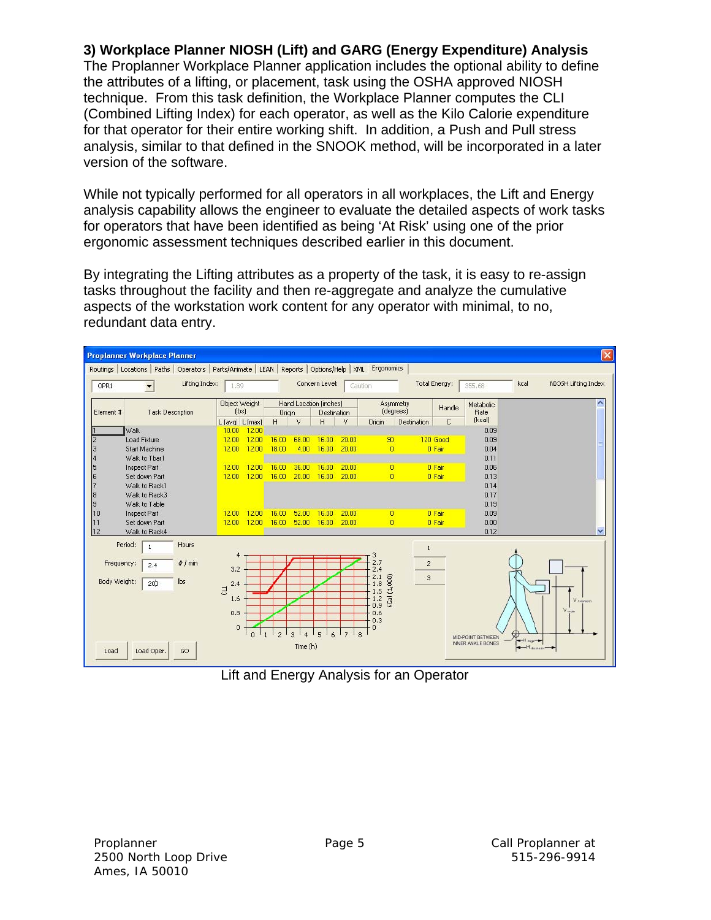**3) Workplace Planner NIOSH (Lift) and GARG (Energy Expenditure) Analysis**

The Proplanner Workplace Planner application includes the optional ability to define the attributes of a lifting, or placement, task using the OSHA approved NIOSH technique. From this task definition, the Workplace Planner computes the CLI (Combined Lifting Index) for each operator, as well as the Kilo Calorie expenditure for that operator for their entire working shift. In addition, a Push and Pull stress analysis, similar to that defined in the SNOOK method, will be incorporated in a later version of the software.

While not typically performed for all operators in all workplaces, the Lift and Energy analysis capability allows the engineer to evaluate the detailed aspects of work tasks for operators that have been identified as being 'At Risk' using one of the prior ergonomic assessment techniques described earlier in this document.

By integrating the Lifting attributes as a property of the task, it is easy to re-assign tasks throughout the facility and then re-aggregate and analyze the cumulative aspects of the workstation work content for any operator with minimal, to no, redundant data entry.

Lift and Energy Analysis for an Operator